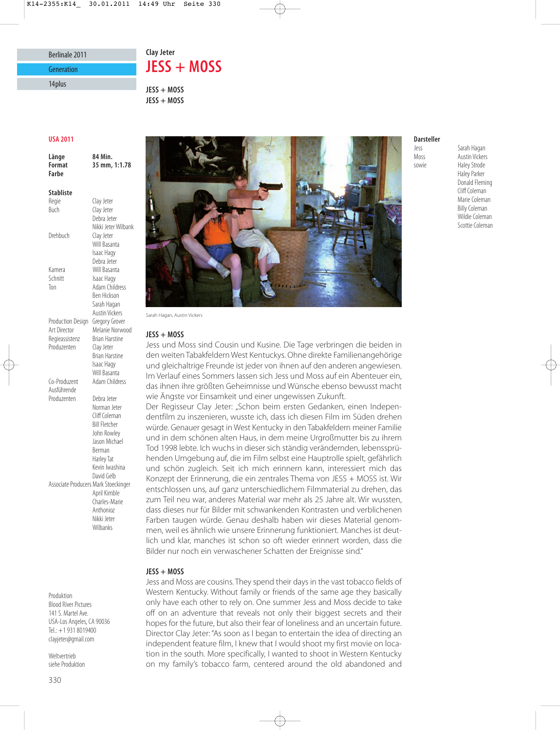Berlinale 2011

Generation

14plus

Clay Jeter

# JESS + MOSS

**JESS + MOSS**
**JESS + MOSS**

**USA 2011**

| | |
|---|---|
| **Länge** | **84 Min.** |
| **Format** | **35 mm, 1:1.78** |
| **Farbe** | |

**Stabliste**

| | |
|---|---|
| Regie | Clay Jeter |
| Buch | Clay Jeter, Debra Jeter, Nikki Jeter Wilbank |
| Drehbuch | Clay Jeter, Will Basanta, Isaac Hagy, Debra Jeter |
| Kamera | Will Basanta |
| Schnitt | Isaac Hagy |
| Ton | Adam Childress, Ben Hickson, Sarah Hagan, Austin Vickers |
| Production Design | Gregory Grover |
| Art Director | Melanie Norwood |
| Regieassistenz | Brian Harstine |
| Produzenten | Clay Jeter, Brian Harstine, Isaac Hagy, Will Basanta |
| Co-Produzent | Adam Childress |
| Ausführende Produzenten | Debra Jeter, Norman Jeter, Cliff Coleman, Bill Fletcher, John Rowley, Jason Michael Berman, Harley Tat, Kevin Iwashina, David Gelb |
| Associate Producers | Mark Stoeckinger, April Kimble, Charles-Marie Anthonioz, Nikki Jeter Wilbanks |

**Darsteller**

| | |
|---|---|
| Jess | Sarah Hagan |
| Moss | Austin Vickers |
| sowie | Haley Strode, Haley Parker, Donald Fleming, Cliff Coleman, Marie Coleman, Billy Coleman, Wildie Coleman, Scottie Coleman |

Sarah Hagan, Austin Vickers

**JESS + MOSS**

Jess und Moss sind Cousin und Kusine. Die Tage verbringen die beiden in den weiten Tabakfeldern West Kentuckys. Ohne direkte Familienangehörige und gleichaltrige Freunde ist jeder von ihnen auf den anderen angewiesen. Im Verlauf eines Sommers lassen sich Jess und Moss auf ein Abenteuer ein, das ihnen ihre größten Geheimnisse und Wünsche ebenso bewusst macht wie Ängste vor Einsamkeit und einer ungewissen Zukunft.

Der Regisseur Clay Jeter: „Schon beim ersten Gedanken, einen Independentfilm zu inszenieren, wusste ich, dass ich diesen Film im Süden drehen würde. Genauer gesagt in West Kentucky in den Tabakfeldern meiner Familie und in dem schönen alten Haus, in dem meine Urgroßmutter bis zu ihrem Tod 1998 lebte. Ich wuchs in dieser sich ständig verändernden, lebenssprühenden Umgebung auf, die im Film selbst eine Hauptrolle spielt, gefährlich und schön zugleich. Seit ich mich erinnern kann, interessiert mich das Konzept der Erinnerung, die ein zentrales Thema von JESS + MOSS ist. Wir entschlossen uns, auf ganz unterschiedlichem Filmmaterial zu drehen, das zum Teil neu war, anderes Material war mehr als 25 Jahre alt. Wir wussten, dass dieses nur für Bilder mit schwankenden Kontrasten und verblichenen Farben taugen würde. Genau deshalb haben wir dieses Material genommen, weil es ähnlich wie unsere Erinnerung funktioniert. Manches ist deutlich und klar, manches ist schon so oft wieder erinnert worden, dass die Bilder nur noch ein verwaschener Schatten der Ereignisse sind."

**JESS + MOSS**

Jess and Moss are cousins. They spend their days in the vast tobacco fields of Western Kentucky. Without family or friends of the same age they basically only have each other to rely on. One summer Jess and Moss decide to take off on an adventure that reveals not only their biggest secrets and their hopes for the future, but also their fear of loneliness and an uncertain future.

Director Clay Jeter: "As soon as I began to entertain the idea of directing an independent feature film, I knew that I would shoot my first movie on location in the south. More specifically, I wanted to shoot in Western Kentucky on my family's tobacco farm, centered around the old abandoned and

Produktion
Blood River Pictures
141 S. Martel Ave.
USA-Los Angeles, CA 90036
Tel.: +1 931 8019400
clayjeter@gmail.com

Weltvertrieb
siehe Produktion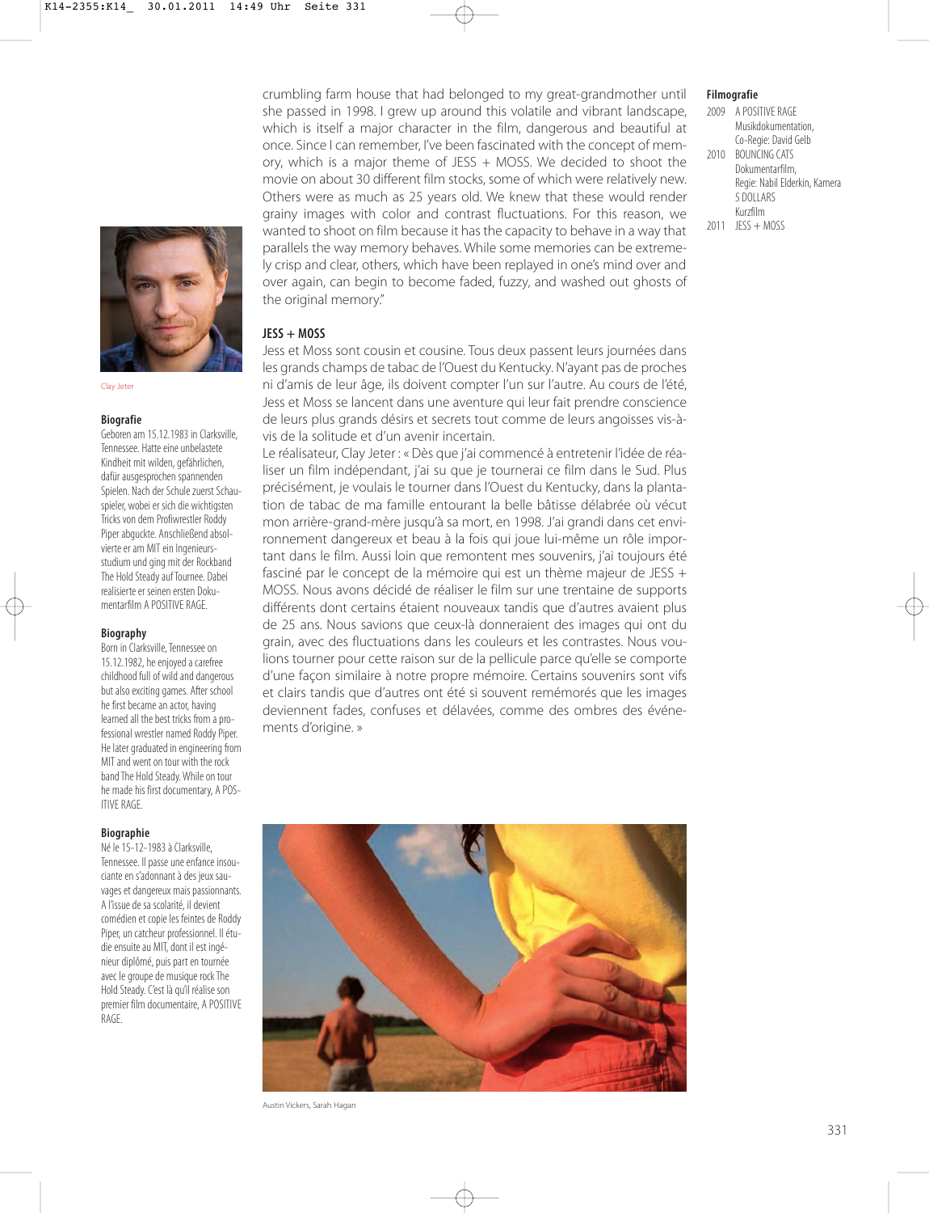crumbling farm house that had belonged to my great-grandmother until she passed in 1998. I grew up around this volatile and vibrant landscape, which is itself a major character in the film, dangerous and beautiful at once. Since I can remember, I've been fascinated with the concept of memory, which is a major theme of JESS + MOSS. We decided to shoot the movie on about 30 different film stocks, some of which were relatively new. Others were as much as 25 years old. We knew that these would render grainy images with color and contrast fluctuations. For this reason, we wanted to shoot on film because it has the capacity to behave in a way that parallels the way memory behaves. While some memories can be extremely crisp and clear, others, which have been replayed in one's mind over and over again, can begin to become faded, fuzzy, and washed out ghosts of the original memory."

### JESS + MOSS

Jess et Moss sont cousin et cousine. Tous deux passent leurs journées dans les grands champs de tabac de l'Ouest du Kentucky. N'ayant pas de proches ni d'amis de leur âge, ils doivent compter l'un sur l'autre. Au cours de l'été, Jess et Moss se lancent dans une aventure qui leur fait prendre conscience de leurs plus grands désirs et secrets tout comme de leurs angoisses vis-à-vis de la solitude et d'un avenir incertain.

Le réalisateur, Clay Jeter : « Dès que j'ai commencé à entretenir l'idée de réaliser un film indépendant, j'ai su que je tournerai ce film dans le Sud. Plus précisément, je voulais le tourner dans l'Ouest du Kentucky, dans la plantation de tabac de ma famille entourant la belle bâtisse délabrée où vécut mon arrière-grand-mère jusqu'à sa mort, en 1998. J'ai grandi dans cet environnement dangereux et beau à la fois qui joue lui-même un rôle important dans le film. Aussi loin que remontent mes souvenirs, j'ai toujours été fasciné par le concept de la mémoire qui est un thème majeur de JESS + MOSS. Nous avons décidé de réaliser le film sur une trentaine de supports différents dont certains étaient nouveaux tandis que d'autres avaient plus de 25 ans. Nous savions que ceux-là donneraient des images qui ont du grain, avec des fluctuations dans les couleurs et les contrastes. Nous voulions tourner pour cette raison sur de la pellicule parce qu'elle se comporte d'une façon similaire à notre propre mémoire. Certains souvenirs sont vifs et clairs tandis que d'autres ont été si souvent remémorés que les images deviennent fades, confuses et délavées, comme des ombres des événements d'origine. »

Austin Vickers, Sarah Hagan

Clay Jeter

### Biografie

Geboren am 15.12.1983 in Clarksville, Tennessee. Hatte eine unbelastete Kindheit mit wilden, gefährlichen, dafür ausgesprochen spannenden Spielen. Nach der Schule zuerst Schauspieler, wobei er sich die wichtigsten Tricks von dem Profiwrestler Roddy Piper abguckte. Anschließend absolvierte er am MIT ein Ingenieursstudium und ging mit der Rockband The Hold Steady auf Tournee. Dabei realisierte er seinen ersten Dokumentarfilm A POSITIVE RAGE.

### Biography

Born in Clarksville, Tennessee on 15.12.1982, he enjoyed a carefree childhood full of wild and dangerous but also exciting games. After school he first became an actor, having learned all the best tricks from a professional wrestler named Roddy Piper. He later graduated in engineering from MIT and went on tour with the rock band The Hold Steady. While on tour he made his first documentary, A POSITIVE RAGE.

### Biographie

Né le 15-12-1983 à Clarksville, Tennessee. Il passe une enfance insouciante en s'adonnant à des jeux sauvages et dangereux mais passionnants. A l'issue de sa scolarité, il devient comédien et copie les feintes de Roddy Piper, un catcheur professionnel. Il étudie ensuite au MIT, dont il est ingénieur diplômé, puis part en tournée avec le groupe de musique rock The Hold Steady. C'est là qu'il réalise son premier film documentaire, A POSITIVE RAGE.

### Filmografie

2009 A POSITIVE RAGE
Musikdokumentation,
Co-Regie: David Gelb

2010 BOUNCING CATS
Dokumentarfilm,
Regie: Nabil Elderkin, Kamera
5 DOLLARS
Kurzfilm

2011 JESS + MOSS